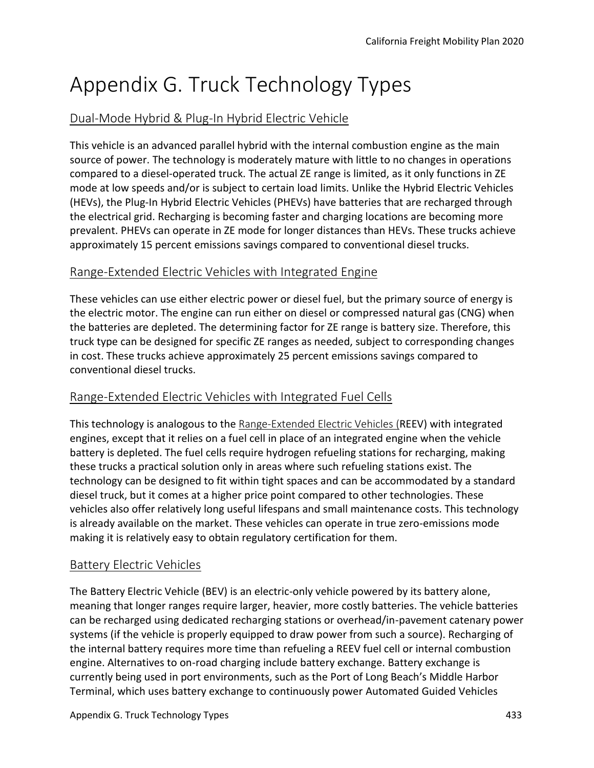# Appendix G. Truck Technology Types

## Dual-Mode Hybrid & Plug-In Hybrid Electric Vehicle

This vehicle is an advanced parallel hybrid with the internal combustion engine as the main source of power. The technology is moderately mature with little to no changes in operations compared to a diesel-operated truck. The actual ZE range is limited, as it only functions in ZE mode at low speeds and/or is subject to certain load limits. Unlike the Hybrid Electric Vehicles (HEVs), the Plug-In Hybrid Electric Vehicles (PHEVs) have batteries that are recharged through the electrical grid. Recharging is becoming faster and charging locations are becoming more prevalent. PHEVs can operate in ZE mode for longer distances than HEVs. These trucks achieve approximately 15 percent emissions savings compared to conventional diesel trucks.

## Range-Extended Electric Vehicles with Integrated Engine

These vehicles can use either electric power or diesel fuel, but the primary source of energy is the electric motor. The engine can run either on diesel or compressed natural gas (CNG) when the batteries are depleted. The determining factor for ZE range is battery size. Therefore, this truck type can be designed for specific ZE ranges as needed, subject to corresponding changes in cost. These trucks achieve approximately 25 percent emissions savings compared to conventional diesel trucks.

## Range-Extended Electric Vehicles with Integrated Fuel Cells

This technology is analogous to the Range-Extended Electric Vehicles (REEV) with integrated engines, except that it relies on a fuel cell in place of an integrated engine when the vehicle battery is depleted. The fuel cells require hydrogen refueling stations for recharging, making these trucks a practical solution only in areas where such refueling stations exist. The technology can be designed to fit within tight spaces and can be accommodated by a standard diesel truck, but it comes at a higher price point compared to other technologies. These vehicles also offer relatively long useful lifespans and small maintenance costs. This technology is already available on the market. These vehicles can operate in true zero-emissions mode making it is relatively easy to obtain regulatory certification for them.

## Battery Electric Vehicles

The Battery Electric Vehicle (BEV) is an electric-only vehicle powered by its battery alone, meaning that longer ranges require larger, heavier, more costly batteries. The vehicle batteries can be recharged using dedicated recharging stations or overhead/in-pavement catenary power systems (if the vehicle is properly equipped to draw power from such a source). Recharging of the internal battery requires more time than refueling a REEV fuel cell or internal combustion engine. Alternatives to on-road charging include battery exchange. Battery exchange is currently being used in port environments, such as the Port of Long Beach's Middle Harbor Terminal, which uses battery exchange to continuously power Automated Guided Vehicles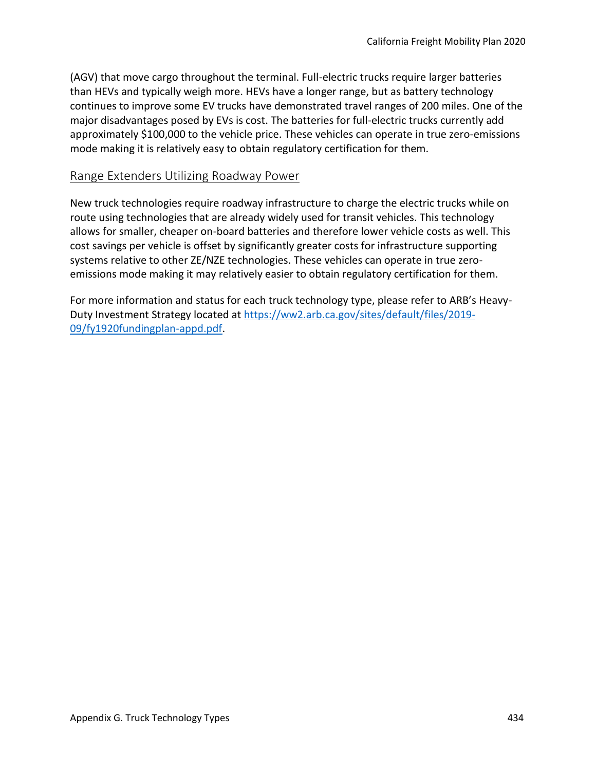(AGV) that move cargo throughout the terminal. Full-electric trucks require larger batteries than HEVs and typically weigh more. HEVs have a longer range, but as battery technology continues to improve some EV trucks have demonstrated travel ranges of 200 miles. One of the major disadvantages posed by EVs is cost. The batteries for full-electric trucks currently add approximately $100,000 to the vehicle price. These vehicles can operate in true zero-emissions mode making it is relatively easy to obtain regulatory certification for them.

### Range Extenders Utilizing Roadway Power

New truck technologies require roadway infrastructure to charge the electric trucks while on route using technologies that are already widely used for transit vehicles. This technology allows for smaller, cheaper on-board batteries and therefore lower vehicle costs as well. This cost savings per vehicle is offset by significantly greater costs for infrastructure supporting systems relative to other ZE/NZE technologies. These vehicles can operate in true zero-emissions mode making it may relatively easier to obtain regulatory certification for them.

For more information and status for each truck technology type, please refer to ARB's Heavy-Duty Investment Strategy located at [https://ww2.arb.ca.gov/sites/default/files/2019-09/fy1920fundingplan-appd.pdf](https://ww2.arb.ca.gov/sites/default/files/2019-09/fy1920fundingplan-appd.pdf).